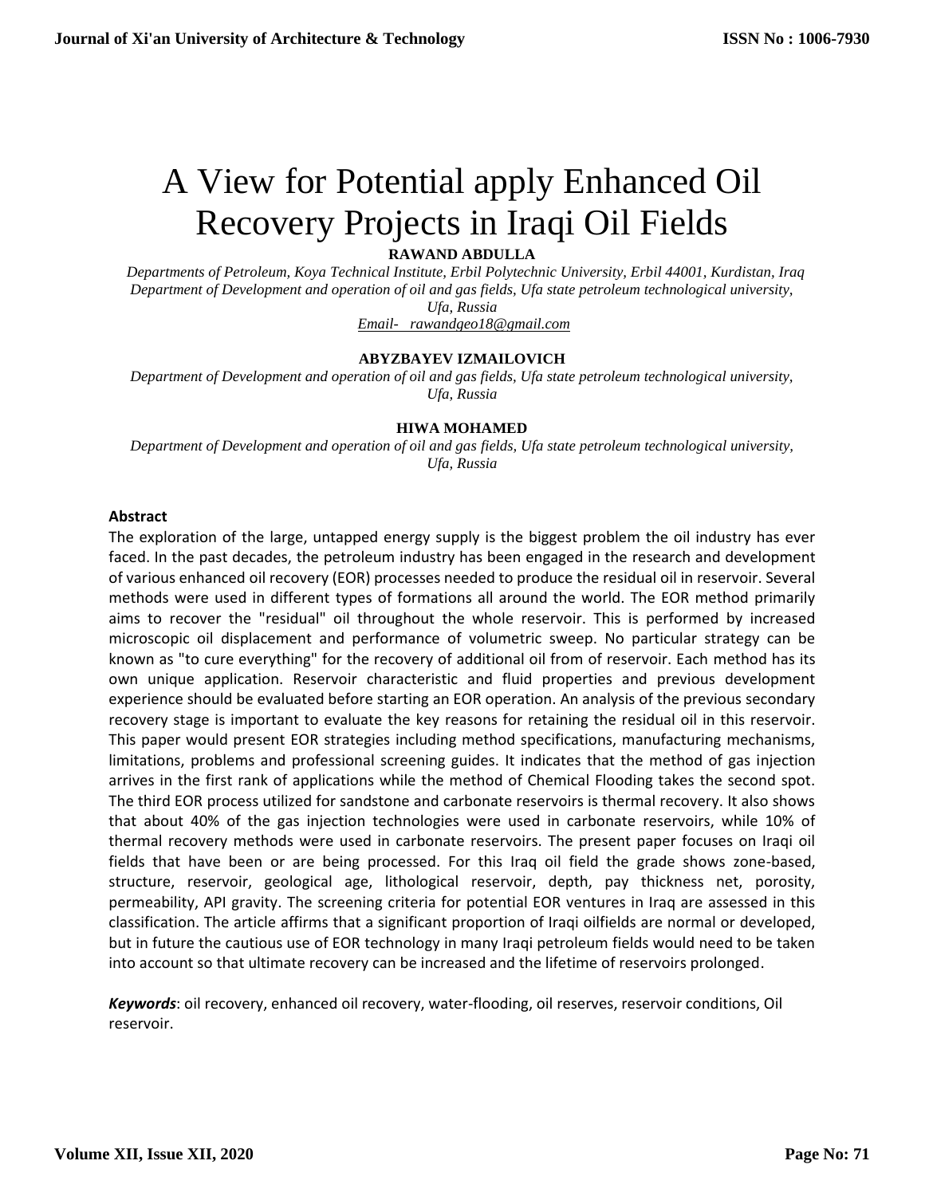# A View for Potential apply Enhanced Oil Recovery Projects in Iraqi Oil Fields

**RAWAND ABDULLA**

*Departments of Petroleum, Koya Technical Institute, Erbil Polytechnic University, Erbil 44001, Kurdistan, Iraq*
*Department of Development and operation of oil and gas fields, Ufa state petroleum technological university, Ufa, Russia*
*Email- rawandgeo18@gmail.com*

**ABYZBAYEV IZMAILOVICH**

*Department of Development and operation of oil and gas fields, Ufa state petroleum technological university, Ufa, Russia*

**HIWA MOHAMED**

*Department of Development and operation of oil and gas fields, Ufa state petroleum technological university, Ufa, Russia*

## Abstract

The exploration of the large, untapped energy supply is the biggest problem the oil industry has ever faced. In the past decades, the petroleum industry has been engaged in the research and development of various enhanced oil recovery (EOR) processes needed to produce the residual oil in reservoir. Several methods were used in different types of formations all around the world. The EOR method primarily aims to recover the "residual" oil throughout the whole reservoir. This is performed by increased microscopic oil displacement and performance of volumetric sweep. No particular strategy can be known as "to cure everything" for the recovery of additional oil from of reservoir. Each method has its own unique application. Reservoir characteristic and fluid properties and previous development experience should be evaluated before starting an EOR operation. An analysis of the previous secondary recovery stage is important to evaluate the key reasons for retaining the residual oil in this reservoir. This paper would present EOR strategies including method specifications, manufacturing mechanisms, limitations, problems and professional screening guides. It indicates that the method of gas injection arrives in the first rank of applications while the method of Chemical Flooding takes the second spot. The third EOR process utilized for sandstone and carbonate reservoirs is thermal recovery. It also shows that about 40% of the gas injection technologies were used in carbonate reservoirs, while 10% of thermal recovery methods were used in carbonate reservoirs. The present paper focuses on Iraqi oil fields that have been or are being processed. For this Iraq oil field the grade shows zone-based, structure, reservoir, geological age, lithological reservoir, depth, pay thickness net, porosity, permeability, API gravity. The screening criteria for potential EOR ventures in Iraq are assessed in this classification. The article affirms that a significant proportion of Iraqi oilfields are normal or developed, but in future the cautious use of EOR technology in many Iraqi petroleum fields would need to be taken into account so that ultimate recovery can be increased and the lifetime of reservoirs prolonged.

***Keywords***: oil recovery, enhanced oil recovery, water-flooding, oil reserves, reservoir conditions, Oil reservoir.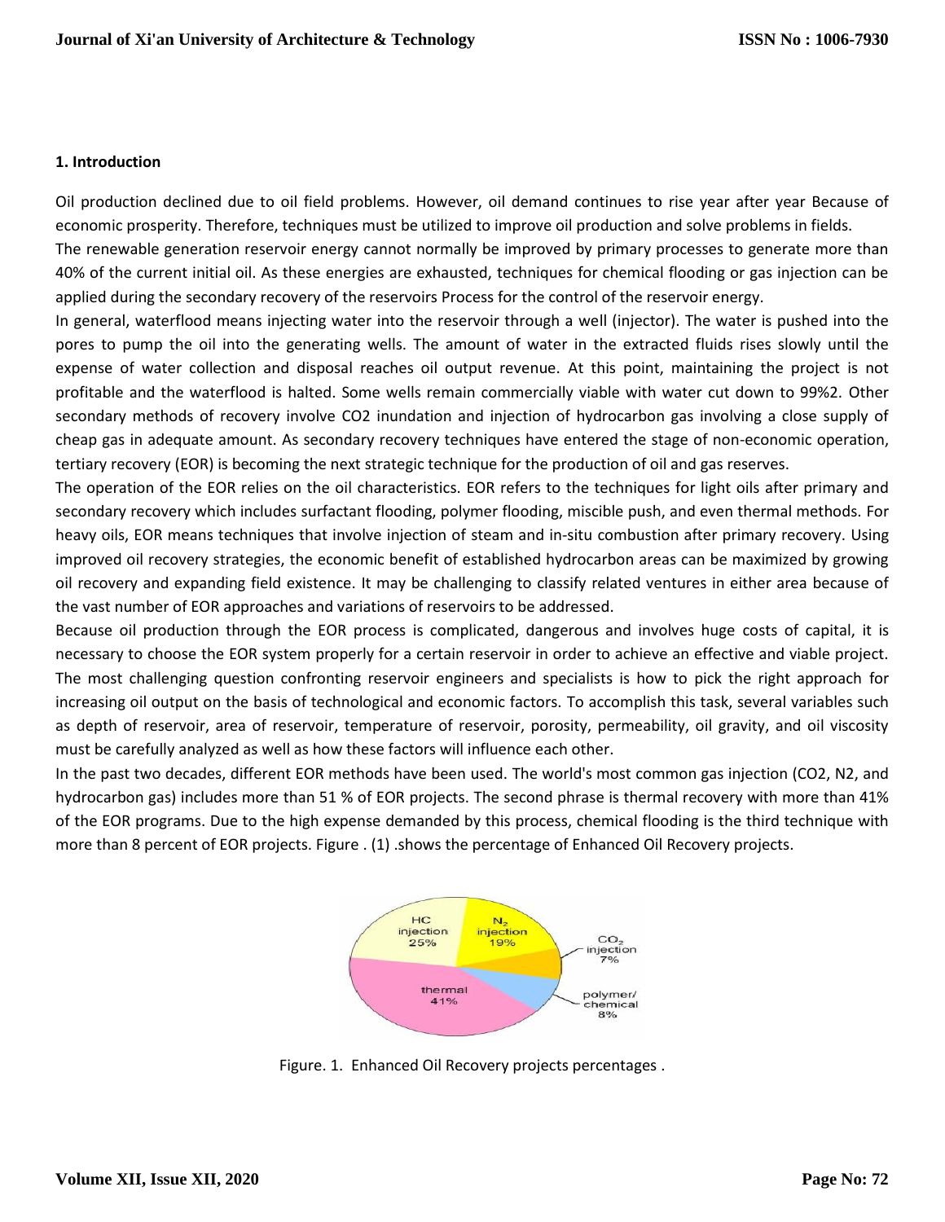## 1. Introduction

Oil production declined due to oil field problems. However, oil demand continues to rise year after year Because of economic prosperity. Therefore, techniques must be utilized to improve oil production and solve problems in fields.

The renewable generation reservoir energy cannot normally be improved by primary processes to generate more than 40% of the current initial oil. As these energies are exhausted, techniques for chemical flooding or gas injection can be applied during the secondary recovery of the reservoirs Process for the control of the reservoir energy.

In general, waterflood means injecting water into the reservoir through a well (injector). The water is pushed into the pores to pump the oil into the generating wells. The amount of water in the extracted fluids rises slowly until the expense of water collection and disposal reaches oil output revenue. At this point, maintaining the project is not profitable and the waterflood is halted. Some wells remain commercially viable with water cut down to 99%2. Other secondary methods of recovery involve CO2 inundation and injection of hydrocarbon gas involving a close supply of cheap gas in adequate amount. As secondary recovery techniques have entered the stage of non-economic operation, tertiary recovery (EOR) is becoming the next strategic technique for the production of oil and gas reserves.

The operation of the EOR relies on the oil characteristics. EOR refers to the techniques for light oils after primary and secondary recovery which includes surfactant flooding, polymer flooding, miscible push, and even thermal methods. For heavy oils, EOR means techniques that involve injection of steam and in-situ combustion after primary recovery. Using improved oil recovery strategies, the economic benefit of established hydrocarbon areas can be maximized by growing oil recovery and expanding field existence. It may be challenging to classify related ventures in either area because of the vast number of EOR approaches and variations of reservoirs to be addressed.

Because oil production through the EOR process is complicated, dangerous and involves huge costs of capital, it is necessary to choose the EOR system properly for a certain reservoir in order to achieve an effective and viable project. The most challenging question confronting reservoir engineers and specialists is how to pick the right approach for increasing oil output on the basis of technological and economic factors. To accomplish this task, several variables such as depth of reservoir, area of reservoir, temperature of reservoir, porosity, permeability, oil gravity, and oil viscosity must be carefully analyzed as well as how these factors will influence each other.

In the past two decades, different EOR methods have been used. The world's most common gas injection (CO2, N2, and hydrocarbon gas) includes more than 51 % of EOR projects. The second phrase is thermal recovery with more than 41% of the EOR programs. Due to the high expense demanded by this process, chemical flooding is the third technique with more than 8 percent of EOR projects. Figure . (1) .shows the percentage of Enhanced Oil Recovery projects.

Figure. 1. Enhanced Oil Recovery projects percentages .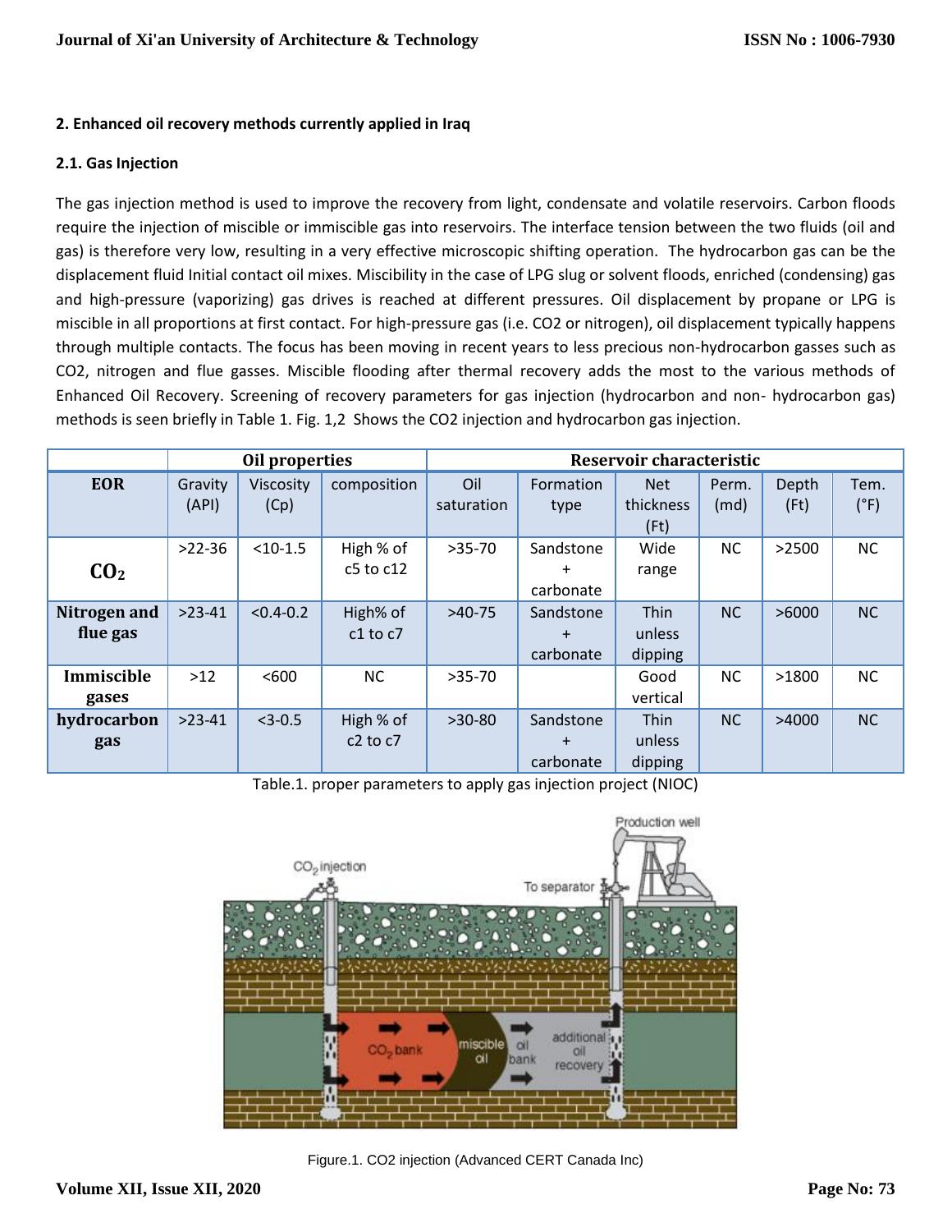## 2. Enhanced oil recovery methods currently applied in Iraq

### 2.1. Gas Injection

The gas injection method is used to improve the recovery from light, condensate and volatile reservoirs. Carbon floods require the injection of miscible or immiscible gas into reservoirs. The interface tension between the two fluids (oil and gas) is therefore very low, resulting in a very effective microscopic shifting operation. The hydrocarbon gas can be the displacement fluid Initial contact oil mixes. Miscibility in the case of LPG slug or solvent floods, enriched (condensing) gas and high-pressure (vaporizing) gas drives is reached at different pressures. Oil displacement by propane or LPG is miscible in all proportions at first contact. For high-pressure gas (i.e. $CO_2$ or nitrogen), oil displacement typically happens through multiple contacts. The focus has been moving in recent years to less precious non-hydrocarbon gasses such as $CO_2$, nitrogen and flue gasses. Miscible flooding after thermal recovery adds the most to the various methods of Enhanced Oil Recovery. Screening of recovery parameters for gas injection (hydrocarbon and non- hydrocarbon gas) methods is seen briefly in Table 1. Fig. 1,2 Shows the $CO_2$ injection and hydrocarbon gas injection.

| | Oil properties | | | Reservoir characteristic | | | | | |
|---|---|---|---|---|---|---|---|---|---|
| **EOR** | Gravity (API) | Viscosity (Cp) | composition | Oil saturation | Formation type | Net thickness (Ft) | Perm. (md) | Depth (Ft) | Tem. (°F) |
| **$CO_2$** | >22-36 | <10-1.5 | High % of c5 to c12 | >35-70 | Sandstone + carbonate | Wide range | NC | >2500 | NC |
| **Nitrogen and flue gas** | >23-41 | <0.4-0.2 | High% of c1 to c7 | >40-75 | Sandstone + carbonate | Thin unless dipping | NC | >6000 | NC |
| **Immiscible gases** | >12 | <600 | NC | >35-70 | | Good vertical | NC | >1800 | NC |
| **hydrocarbon gas** | >23-41 | <3-0.5 | High % of c2 to c7 | >30-80 | Sandstone + carbonate | Thin unless dipping | NC | >4000 | NC |

Table.1. proper parameters to apply gas injection project (NIOC)

Figure.1. $CO_2$ injection (Advanced CERT Canada Inc)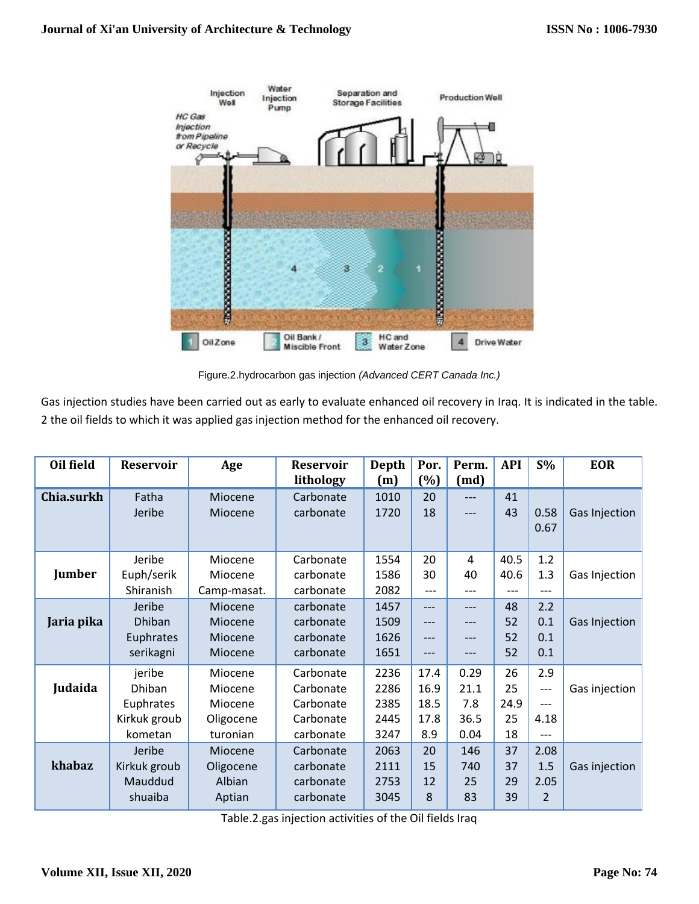Figure.2.hydrocarbon gas injection *(Advanced CERT Canada Inc.)*

Gas injection studies have been carried out as early to evaluate enhanced oil recovery in Iraq. It is indicated in the table. 2 the oil fields to which it was applied gas injection method for the enhanced oil recovery.

| Oil field | Reservoir | Age | Reservoir lithology | Depth (m) | Por. (%) | Perm. (md) | API | S% | EOR |
|---|---|---|---|---|---|---|---|---|---|
| **Chia.surkh** | Fatha | Miocene | Carbonate | 1010 | 20 | --- | 41 | | |
| | Jeribe | Miocene | carbonate | 1720 | 18 | --- | 43 | 0.58 | Gas Injection |
| | | | | | | | | 0.67 | |
| **Jumber** | Jeribe | Miocene | Carbonate | 1554 | 20 | 4 | 40.5 | 1.2 | |
| | Euph/serik | Miocene | carbonate | 1586 | 30 | 40 | 40.6 | 1.3 | Gas Injection |
| | Shiranish | Camp-masat. | carbonate | 2082 | --- | --- | --- | --- | |
| **Jaria pika** | Jeribe | Miocene | carbonate | 1457 | --- | --- | 48 | 2.2 | |
| | Dhiban | Miocene | carbonate | 1509 | --- | --- | 52 | 0.1 | Gas Injection |
| | Euphrates | Miocene | carbonate | 1626 | --- | --- | 52 | 0.1 | |
| | serikagni | Miocene | carbonate | 1651 | --- | --- | 52 | 0.1 | |
| **Judaida** | jeribe | Miocene | Carbonate | 2236 | 17.4 | 0.29 | 26 | 2.9 | |
| | Dhiban | Miocene | Carbonate | 2286 | 16.9 | 21.1 | 25 | --- | Gas injection |
| | Euphrates | Miocene | Carbonate | 2385 | 18.5 | 7.8 | 24.9 | --- | |
| | Kirkuk groub | Oligocene | Carbonate | 2445 | 17.8 | 36.5 | 25 | 4.18 | |
| | kometan | turonian | carbonate | 3247 | 8.9 | 0.04 | 18 | --- | |
| **khabaz** | Jeribe | Miocene | Carbonate | 2063 | 20 | 146 | 37 | 2.08 | |
| | Kirkuk groub | Oligocene | carbonate | 2111 | 15 | 740 | 37 | 1.5 | Gas injection |
| | Mauddud | Albian | carbonate | 2753 | 12 | 25 | 29 | 2.05 | |
| | shuaiba | Aptian | carbonate | 3045 | 8 | 83 | 39 | 2 | |

Table.2.gas injection activities of the Oil fields Iraq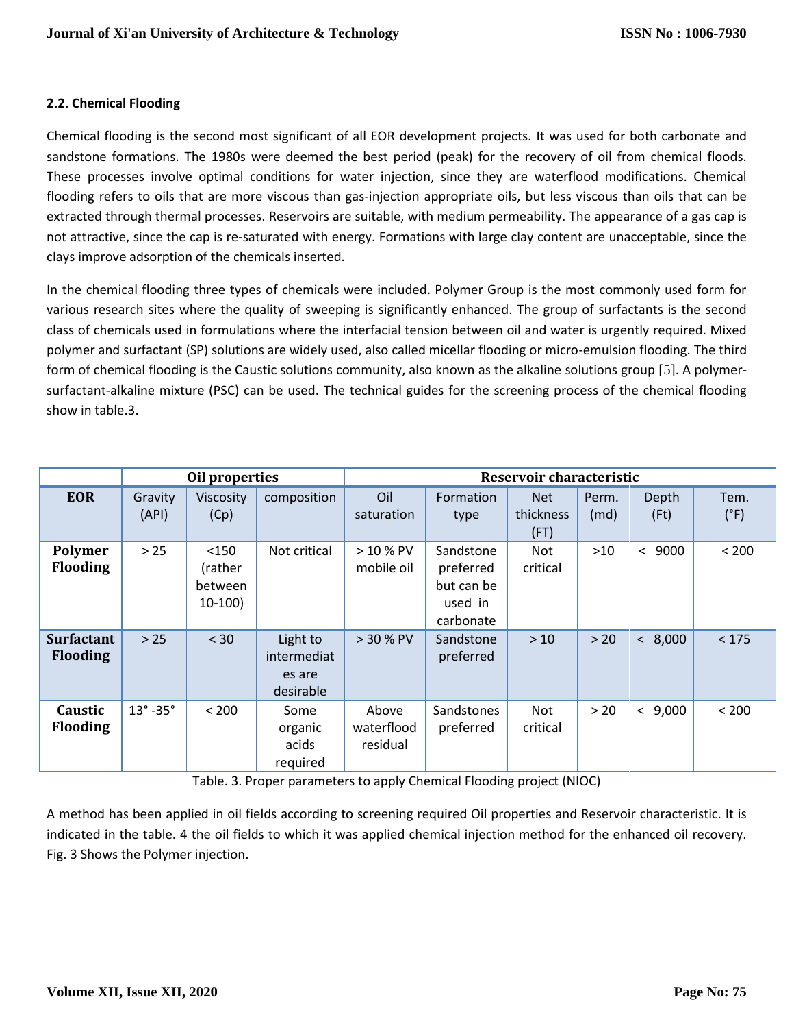### 2.2. Chemical Flooding

Chemical flooding is the second most significant of all EOR development projects. It was used for both carbonate and sandstone formations. The 1980s were deemed the best period (peak) for the recovery of oil from chemical floods. These processes involve optimal conditions for water injection, since they are waterflood modifications. Chemical flooding refers to oils that are more viscous than gas-injection appropriate oils, but less viscous than oils that can be extracted through thermal processes. Reservoirs are suitable, with medium permeability. The appearance of a gas cap is not attractive, since the cap is re-saturated with energy. Formations with large clay content are unacceptable, since the clays improve adsorption of the chemicals inserted.

In the chemical flooding three types of chemicals were included. Polymer Group is the most commonly used form for various research sites where the quality of sweeping is significantly enhanced. The group of surfactants is the second class of chemicals used in formulations where the interfacial tension between oil and water is urgently required. Mixed polymer and surfactant (SP) solutions are widely used, also called micellar flooding or micro-emulsion flooding. The third form of chemical flooding is the Caustic solutions community, also known as the alkaline solutions group [5]. A polymer-surfactant-alkaline mixture (PSC) can be used. The technical guides for the screening process of the chemical flooding show in table.3.

| | Oil properties | | | Reservoir characteristic | | | | | |
|---|---|---|---|---|---|---|---|---|---|
| **EOR** | Gravity (API) | Viscosity (Cp) | composition | Oil saturation | Formation type | Net thickness (FT) | Perm. (md) | Depth (Ft) | Tem. (°F) |
| **Polymer Flooding** | > 25 | <150 (rather between 10-100) | Not critical | > 10 % PV mobile oil | Sandstone preferred but can be used in carbonate | Not critical | >10 | < 9000 | < 200 |
| **Surfactant Flooding** | > 25 | < 30 | Light to intermediates are desirable | > 30 % PV | Sandstone preferred | > 10 | > 20 | < 8,000 | < 175 |
| **Caustic Flooding** | 13° -35° | < 200 | Some organic acids required | Above waterflood residual | Sandstones preferred | Not critical | > 20 | < 9,000 | < 200 |

Table. 3. Proper parameters to apply Chemical Flooding project (NIOC)

A method has been applied in oil fields according to screening required Oil properties and Reservoir characteristic. It is indicated in the table. 4 the oil fields to which it was applied chemical injection method for the enhanced oil recovery. Fig. 3 Shows the Polymer injection.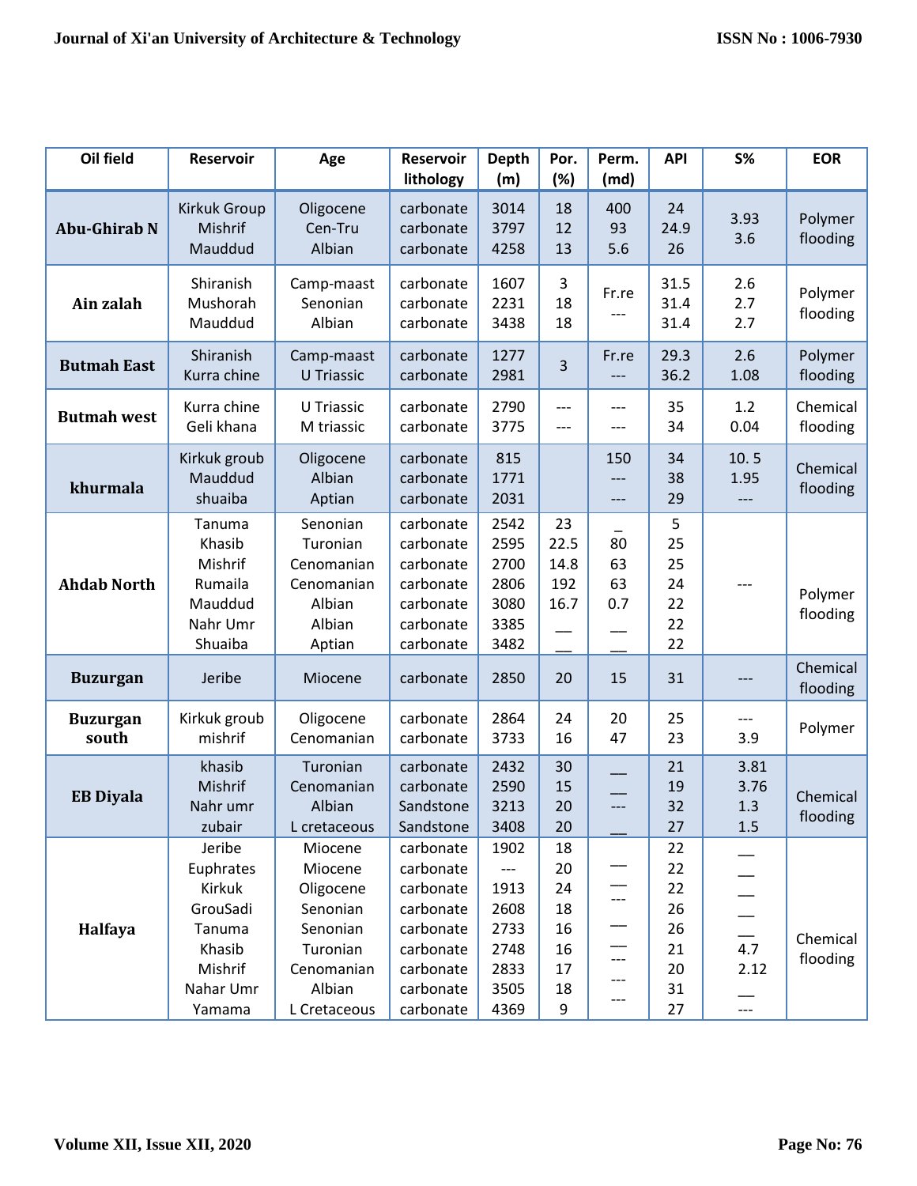| Oil field | Reservoir | Age | Reservoir lithology | Depth (m) | Por. (%) | Perm. (md) | API | S% | EOR |
|---|---|---|---|---|---|---|---|---|---|
| **Abu-Ghirab N** | Kirkuk Group<br>Mishrif<br>Mauddud | Oligocene<br>Cen-Tru<br>Albian | carbonate<br>carbonate<br>carbonate | 3014<br>3797<br>4258 | 18<br>12<br>13 | 400<br>93<br>5.6 | 24<br>24.9<br>26 | 3.93<br>3.6 | Polymer flooding |
| **Ain zalah** | Shiranish<br>Mushorah<br>Mauddud | Camp-maast<br>Senonian<br>Albian | carbonate<br>carbonate<br>carbonate | 1607<br>2231<br>3438 | 3<br>18<br>18 | Fr.re<br>--- | 31.5<br>31.4<br>31.4 | 2.6<br>2.7<br>2.7 | Polymer flooding |
| **Butmah East** | Shiranish<br>Kurra chine | Camp-maast<br>U Triassic | carbonate<br>carbonate | 1277<br>2981 | 3 | Fr.re<br>--- | 29.3<br>36.2 | 2.6<br>1.08 | Polymer flooding |
| **Butmah west** | Kurra chine<br>Geli khana | U Triassic<br>M triassic | carbonate<br>carbonate | 2790<br>3775 | ---<br>--- | ---<br>--- | 35<br>34 | 1.2<br>0.04 | Chemical flooding |
| **khurmala** | Kirkuk groub<br>Mauddud<br>shuaiba | Oligocene<br>Albian<br>Aptian | carbonate<br>carbonate<br>carbonate | 815<br>1771<br>2031 | | 150<br>---<br>--- | 34<br>38<br>29 | 10. 5<br>1.95<br>--- | Chemical flooding |
| **Ahdab North** | Tanuma<br>Khasib<br>Mishrif<br>Rumaila<br>Mauddud<br>Nahr Umr<br>Shuaiba | Senonian<br>Turonian<br>Cenomanian<br>Cenomanian<br>Albian<br>Albian<br>Aptian | carbonate<br>carbonate<br>carbonate<br>carbonate<br>carbonate<br>carbonate<br>carbonate | 2542<br>2595<br>2700<br>2806<br>3080<br>3385<br>3482 | 23<br>22.5<br>14.8<br>192<br>16.7<br>\_\_<br>\_\_ | _<br>80<br>63<br>63<br>0.7<br>\_\_<br>\_\_ | 5<br>25<br>25<br>24<br>22<br>22<br>22 | --- | Polymer flooding |
| **Buzurgan** | Jeribe | Miocene | carbonate | 2850 | 20 | 15 | 31 | --- | Chemical flooding |
| **Buzurgan south** | Kirkuk groub<br>mishrif | Oligocene<br>Cenomanian | carbonate<br>carbonate | 2864<br>3733 | 24<br>16 | 20<br>47 | 25<br>23 | ---<br>3.9 | Polymer |
| **EB Diyala** | khasib<br>Mishrif<br>Nahr umr<br>zubair | Turonian<br>Cenomanian<br>Albian<br>L cretaceous | carbonate<br>carbonate<br>Sandstone<br>Sandstone | 2432<br>2590<br>3213<br>3408 | 30<br>15<br>20<br>20 | \_\_<br>\_\_<br>---<br>\_\_ | 21<br>19<br>32<br>27 | 3.81<br>3.76<br>1.3<br>1.5 | Chemical flooding |
| **Halfaya** | Jeribe<br>Euphrates<br>Kirkuk<br>GrouSadi<br>Tanuma<br>Khasib<br>Mishrif<br>Nahar Umr<br>Yamama | Miocene<br>Miocene<br>Oligocene<br>Senonian<br>Senonian<br>Turonian<br>Cenomanian<br>Albian<br>L Cretaceous | carbonate<br>carbonate<br>carbonate<br>carbonate<br>carbonate<br>carbonate<br>carbonate<br>carbonate<br>carbonate | 1902<br>---<br>1913<br>2608<br>2733<br>2748<br>2833<br>3505<br>4369 | 18<br>20<br>24<br>18<br>16<br>16<br>17<br>18<br>9 | \_\_<br>\_\_<br>---<br>\_\_<br>\_\_<br>---<br>---<br>--- | 22<br>22<br>22<br>26<br>26<br>21<br>20<br>31<br>27 | \_\_<br>\_\_<br>\_\_<br>\_\_<br>\_\_<br>4.7<br>2.12<br>\_\_<br>--- | Chemical flooding |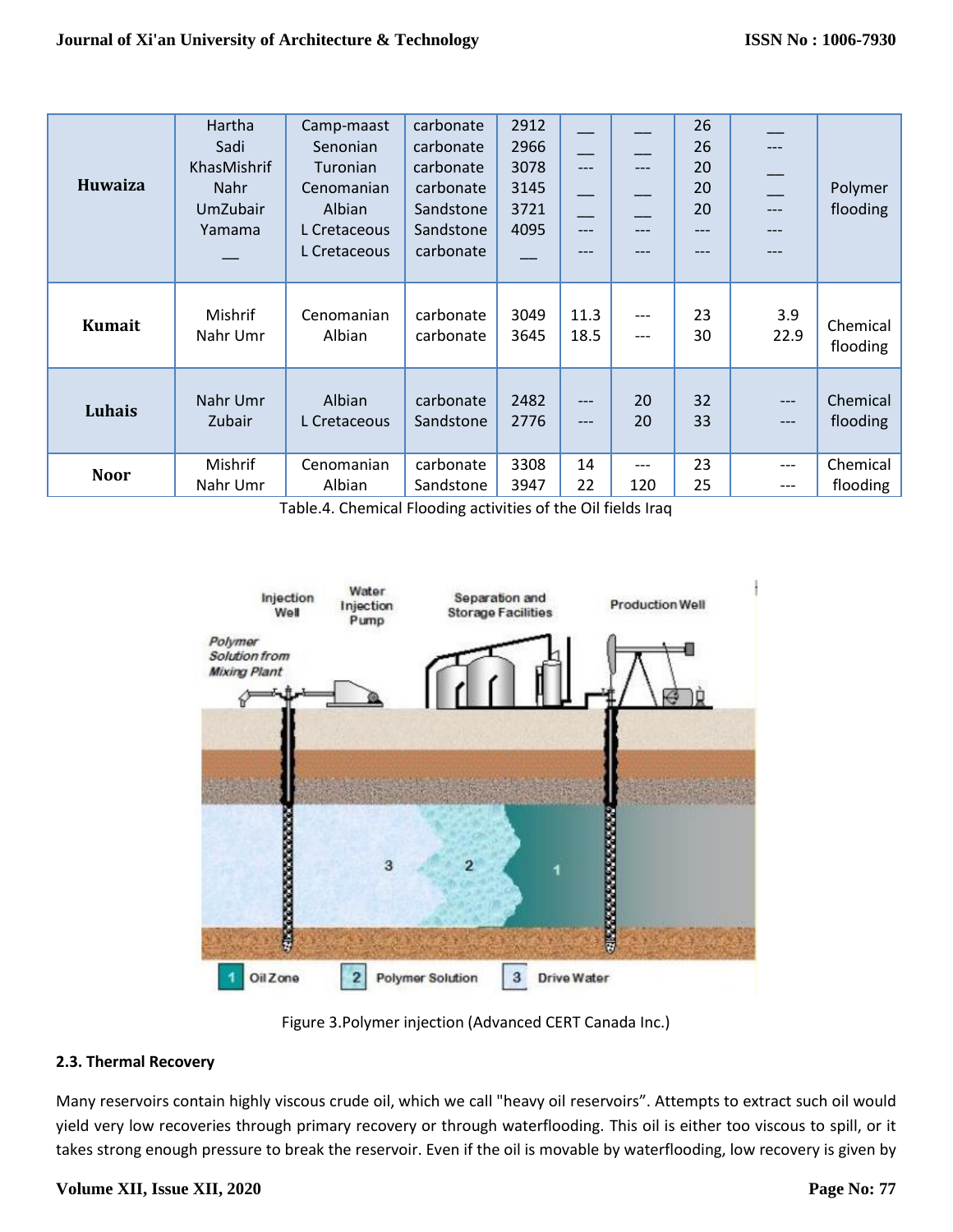| | | | | | | | | | |
|---|---|---|---|---|---|---|---|---|---|
| **Huwaiza** | Hartha<br>Sadi<br>KhasMishrif<br>Nahr<br>UmZubair<br>Yamama<br>— | Camp-maast<br>Senonian<br>Turonian<br>Cenomanian<br>Albian<br>L Cretaceous<br>L Cretaceous | carbonate<br>carbonate<br>carbonate<br>carbonate<br>Sandstone<br>Sandstone<br>carbonate | 2912<br>2966<br>3078<br>3145<br>3721<br>4095<br>— | —<br>—<br>---<br>—<br>—<br>---<br>--- | —<br>—<br>---<br>—<br>—<br>---<br>--- | 26<br>26<br>20<br>20<br>20<br>---<br>--- | —<br>---<br>—<br>—<br>---<br>---<br>--- | Polymer flooding |
| **Kumait** | Mishrif<br>Nahr Umr | Cenomanian<br>Albian | carbonate<br>carbonate | 3049<br>3645 | 11.3<br>18.5 | ---<br>--- | 23<br>30 | 3.9<br>22.9 | Chemical flooding |
| **Luhais** | Nahr Umr<br>Zubair | Albian<br>L Cretaceous | carbonate<br>Sandstone | 2482<br>2776 | ---<br>--- | 20<br>20 | 32<br>33 | ---<br>--- | Chemical flooding |
| **Noor** | Mishrif<br>Nahr Umr | Cenomanian<br>Albian | carbonate<br>Sandstone | 3308<br>3947 | 14<br>22 | ---<br>120 | 23<br>25 | ---<br>--- | Chemical flooding |

Table.4. Chemical Flooding activities of the Oil fields Iraq

Figure 3.Polymer injection (Advanced CERT Canada Inc.)

#### 2.3. Thermal Recovery

Many reservoirs contain highly viscous crude oil, which we call "heavy oil reservoirs". Attempts to extract such oil would yield very low recoveries through primary recovery or through waterflooding. This oil is either too viscous to spill, or it takes strong enough pressure to break the reservoir. Even if the oil is movable by waterflooding, low recovery is given by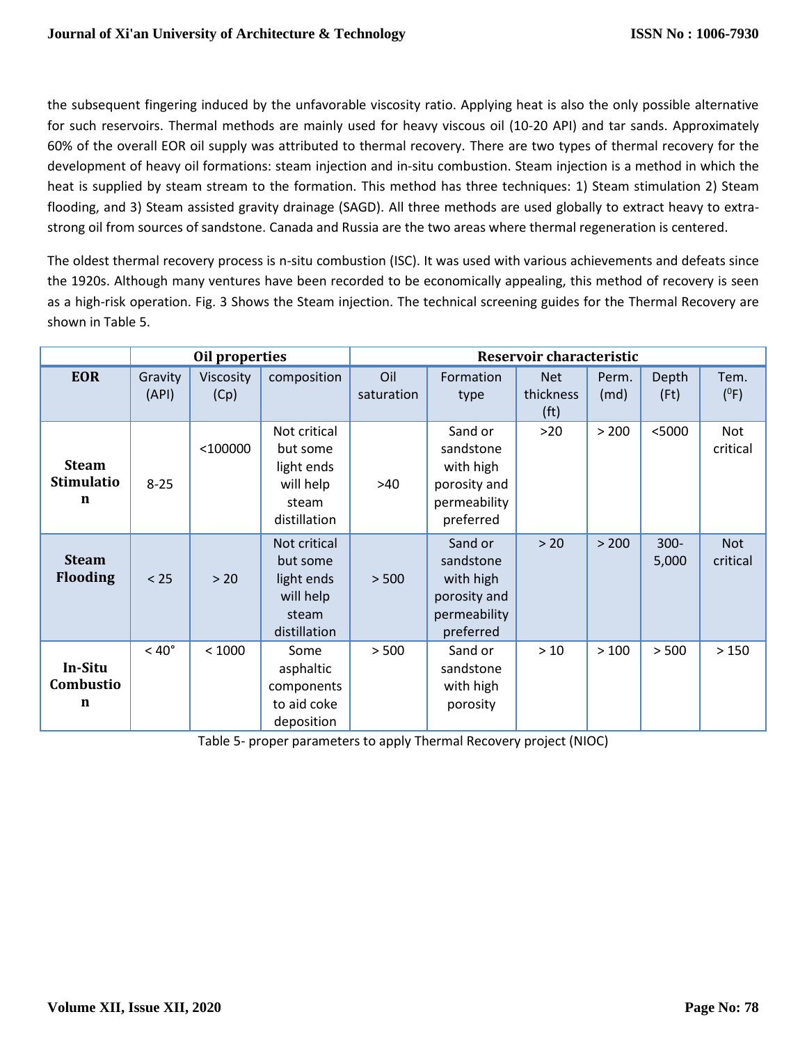the subsequent fingering induced by the unfavorable viscosity ratio. Applying heat is also the only possible alternative for such reservoirs. Thermal methods are mainly used for heavy viscous oil (10-20 API) and tar sands. Approximately 60% of the overall EOR oil supply was attributed to thermal recovery. There are two types of thermal recovery for the development of heavy oil formations: steam injection and in-situ combustion. Steam injection is a method in which the heat is supplied by steam stream to the formation. This method has three techniques: 1) Steam stimulation 2) Steam flooding, and 3) Steam assisted gravity drainage (SAGD). All three methods are used globally to extract heavy to extra-strong oil from sources of sandstone. Canada and Russia are the two areas where thermal regeneration is centered.

The oldest thermal recovery process is n-situ combustion (ISC). It was used with various achievements and defeats since the 1920s. Although many ventures have been recorded to be economically appealing, this method of recovery is seen as a high-risk operation. Fig. 3 Shows the Steam injection. The technical screening guides for the Thermal Recovery are shown in Table 5.

| | Oil properties | | | Reservoir characteristic | | | | | |
|---|---|---|---|---|---|---|---|---|---|
| **EOR** | Gravity (API) | Viscosity (Cp) | composition | Oil saturation | Formation type | Net thickness (ft) | Perm. (md) | Depth (Ft) | Tem. ($^0$F) |
| **Steam Stimulation** | 8-25 | <100000 | Not critical but some light ends will help steam distillation | >40 | Sand or sandstone with high porosity and permeability preferred | >20 | > 200 | <5000 | Not critical |
| **Steam Flooding** | < 25 | > 20 | Not critical but some light ends will help steam distillation | > 500 | Sand or sandstone with high porosity and permeability preferred | > 20 | > 200 | 300-5,000 | Not critical |
| **In-Situ Combustion** | < 40° | < 1000 | Some asphaltic components to aid coke deposition | > 500 | Sand or sandstone with high porosity | > 10 | > 100 | > 500 | > 150 |

Table 5- proper parameters to apply Thermal Recovery project (NIOC)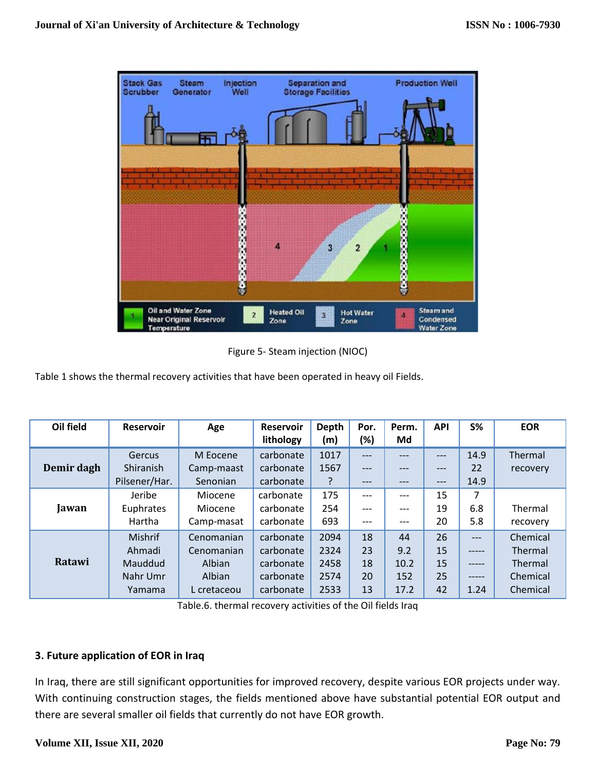Figure 5- Steam injection (NIOC)

Table 1 shows the thermal recovery activities that have been operated in heavy oil Fields.

| Oil field | Reservoir | Age | Reservoir lithology | Depth (m) | Por. (%) | Perm. Md | API | S% | EOR |
|---|---|---|---|---|---|---|---|---|---|
| **Demir dagh** | Gercus | M Eocene | carbonate | 1017 | --- | --- | --- | 14.9 | Thermal recovery |
| | Shiranish | Camp-maast | carbonate | 1567 | --- | --- | --- | 22 | |
| | Pilsener/Har. | Senonian | carbonate | ? | --- | --- | --- | 14.9 | |
| **Jawan** | Jeribe | Miocene | carbonate | 175 | --- | --- | 15 | 7 | Thermal recovery |
| | Euphrates | Miocene | carbonate | 254 | --- | --- | 19 | 6.8 | |
| | Hartha | Camp-masat | carbonate | 693 | --- | --- | 20 | 5.8 | |
| **Ratawi** | Mishrif | Cenomanian | carbonate | 2094 | 18 | 44 | 26 | --- | Chemical |
| | Ahmadi | Cenomanian | carbonate | 2324 | 23 | 9.2 | 15 | ----- | Thermal |
| | Mauddud | Albian | carbonate | 2458 | 18 | 10.2 | 15 | ----- | Thermal |
| | Nahr Umr | Albian | carbonate | 2574 | 20 | 152 | 25 | ----- | Chemical |
| | Yamama | L cretaceou | carbonate | 2533 | 13 | 17.2 | 42 | 1.24 | Chemical |

Table.6. thermal recovery activities of the Oil fields Iraq

### 3. Future application of EOR in Iraq

In Iraq, there are still significant opportunities for improved recovery, despite various EOR projects under way. With continuing construction stages, the fields mentioned above have substantial potential EOR output and there are several smaller oil fields that currently do not have EOR growth.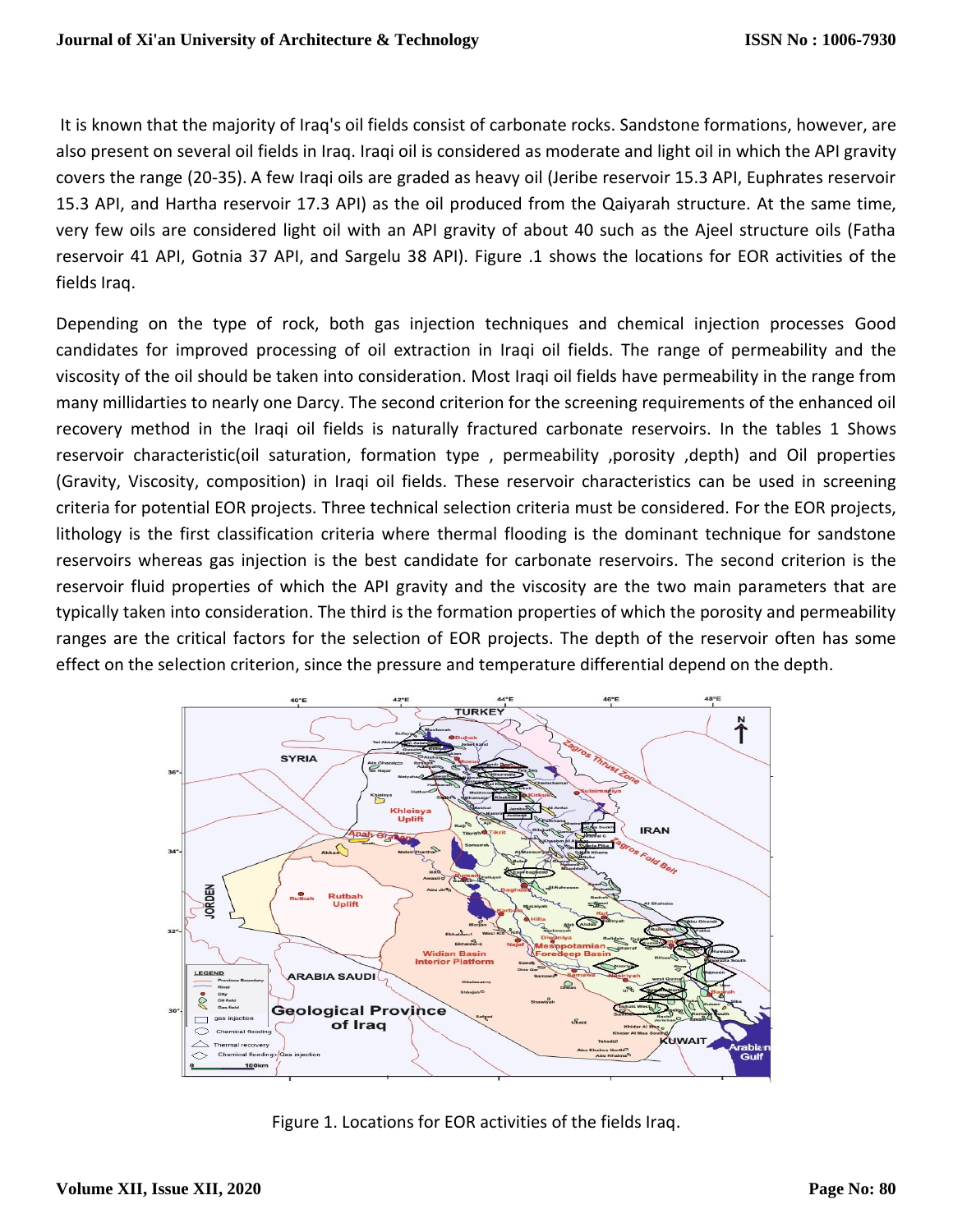It is known that the majority of Iraq's oil fields consist of carbonate rocks. Sandstone formations, however, are also present on several oil fields in Iraq. Iraqi oil is considered as moderate and light oil in which the API gravity covers the range (20-35). A few Iraqi oils are graded as heavy oil (Jeribe reservoir 15.3 API, Euphrates reservoir 15.3 API, and Hartha reservoir 17.3 API) as the oil produced from the Qaiyarah structure. At the same time, very few oils are considered light oil with an API gravity of about 40 such as the Ajeel structure oils (Fatha reservoir 41 API, Gotnia 37 API, and Sargelu 38 API). Figure .1 shows the locations for EOR activities of the fields Iraq.

Depending on the type of rock, both gas injection techniques and chemical injection processes Good candidates for improved processing of oil extraction in Iraqi oil fields. The range of permeability and the viscosity of the oil should be taken into consideration. Most Iraqi oil fields have permeability in the range from many millidarties to nearly one Darcy. The second criterion for the screening requirements of the enhanced oil recovery method in the Iraqi oil fields is naturally fractured carbonate reservoirs. In the tables 1 Shows reservoir characteristic(oil saturation, formation type , permeability ,porosity ,depth) and Oil properties (Gravity, Viscosity, composition) in Iraqi oil fields. These reservoir characteristics can be used in screening criteria for potential EOR projects. Three technical selection criteria must be considered. For the EOR projects, lithology is the first classification criteria where thermal flooding is the dominant technique for sandstone reservoirs whereas gas injection is the best candidate for carbonate reservoirs. The second criterion is the reservoir fluid properties of which the API gravity and the viscosity are the two main parameters that are typically taken into consideration. The third is the formation properties of which the porosity and permeability ranges are the critical factors for the selection of EOR projects. The depth of the reservoir often has some effect on the selection criterion, since the pressure and temperature differential depend on the depth.

Figure 1. Locations for EOR activities of the fields Iraq.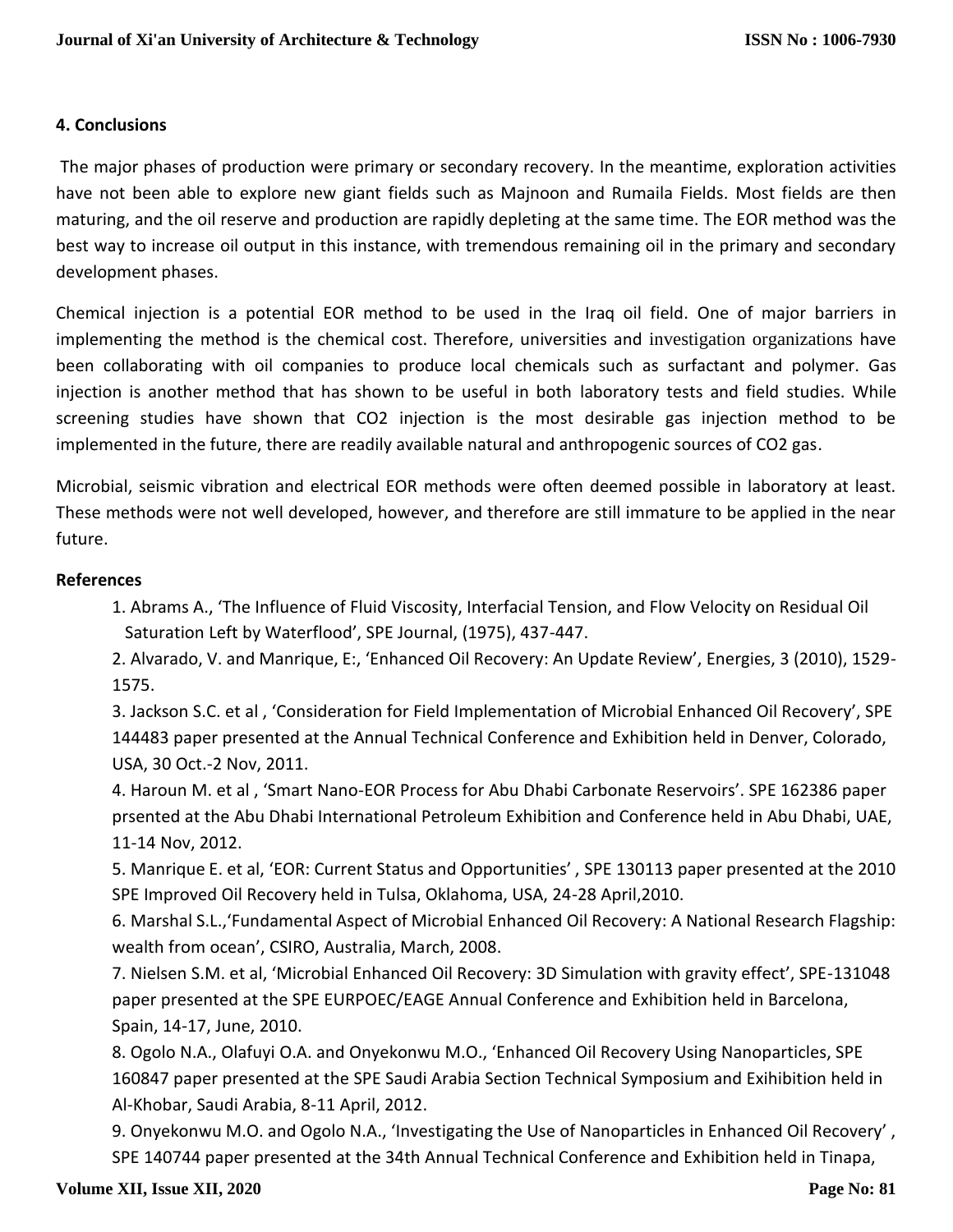## 4. Conclusions

The major phases of production were primary or secondary recovery. In the meantime, exploration activities have not been able to explore new giant fields such as Majnoon and Rumaila Fields. Most fields are then maturing, and the oil reserve and production are rapidly depleting at the same time. The EOR method was the best way to increase oil output in this instance, with tremendous remaining oil in the primary and secondary development phases.

Chemical injection is a potential EOR method to be used in the Iraq oil field. One of major barriers in implementing the method is the chemical cost. Therefore, universities and investigation organizations have been collaborating with oil companies to produce local chemicals such as surfactant and polymer. Gas injection is another method that has shown to be useful in both laboratory tests and field studies. While screening studies have shown that $CO_2$ injection is the most desirable gas injection method to be implemented in the future, there are readily available natural and anthropogenic sources of $CO_2$ gas.

Microbial, seismic vibration and electrical EOR methods were often deemed possible in laboratory at least. These methods were not well developed, however, and therefore are still immature to be applied in the near future.

## References

1. Abrams A., 'The Influence of Fluid Viscosity, Interfacial Tension, and Flow Velocity on Residual Oil Saturation Left by Waterflood', SPE Journal, (1975), 437-447.
2. Alvarado, V. and Manrique, E:, 'Enhanced Oil Recovery: An Update Review', Energies, 3 (2010), 1529-1575.
3. Jackson S.C. et al , 'Consideration for Field Implementation of Microbial Enhanced Oil Recovery', SPE 144483 paper presented at the Annual Technical Conference and Exhibition held in Denver, Colorado, USA, 30 Oct.-2 Nov, 2011.
4. Haroun M. et al , 'Smart Nano-EOR Process for Abu Dhabi Carbonate Reservoirs'. SPE 162386 paper prsented at the Abu Dhabi International Petroleum Exhibition and Conference held in Abu Dhabi, UAE, 11-14 Nov, 2012.
5. Manrique E. et al, 'EOR: Current Status and Opportunities' , SPE 130113 paper presented at the 2010 SPE Improved Oil Recovery held in Tulsa, Oklahoma, USA, 24-28 April,2010.
6. Marshal S.L.,'Fundamental Aspect of Microbial Enhanced Oil Recovery: A National Research Flagship: wealth from ocean', CSIRO, Australia, March, 2008.
7. Nielsen S.M. et al, 'Microbial Enhanced Oil Recovery: 3D Simulation with gravity effect', SPE-131048 paper presented at the SPE EURPOEC/EAGE Annual Conference and Exhibition held in Barcelona, Spain, 14-17, June, 2010.
8. Ogolo N.A., Olafuyi O.A. and Onyekonwu M.O., 'Enhanced Oil Recovery Using Nanoparticles, SPE 160847 paper presented at the SPE Saudi Arabia Section Technical Symposium and Exihibition held in Al-Khobar, Saudi Arabia, 8-11 April, 2012.
9. Onyekonwu M.O. and Ogolo N.A., 'Investigating the Use of Nanoparticles in Enhanced Oil Recovery' , SPE 140744 paper presented at the 34th Annual Technical Conference and Exhibition held in Tinapa,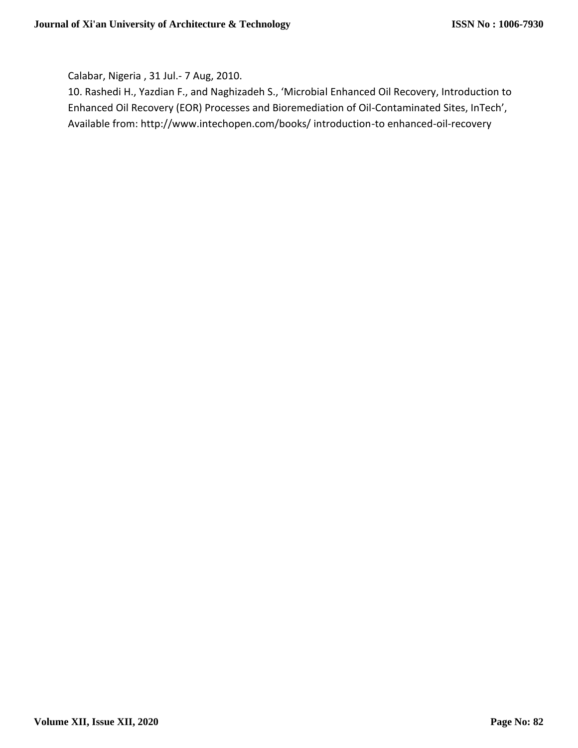Calabar, Nigeria , 31 Jul.- 7 Aug, 2010.

10. Rashedi H., Yazdian F., and Naghizadeh S., 'Microbial Enhanced Oil Recovery, Introduction to Enhanced Oil Recovery (EOR) Processes and Bioremediation of Oil-Contaminated Sites, InTech', Available from: http://www.intechopen.com/books/ introduction-to enhanced-oil-recovery